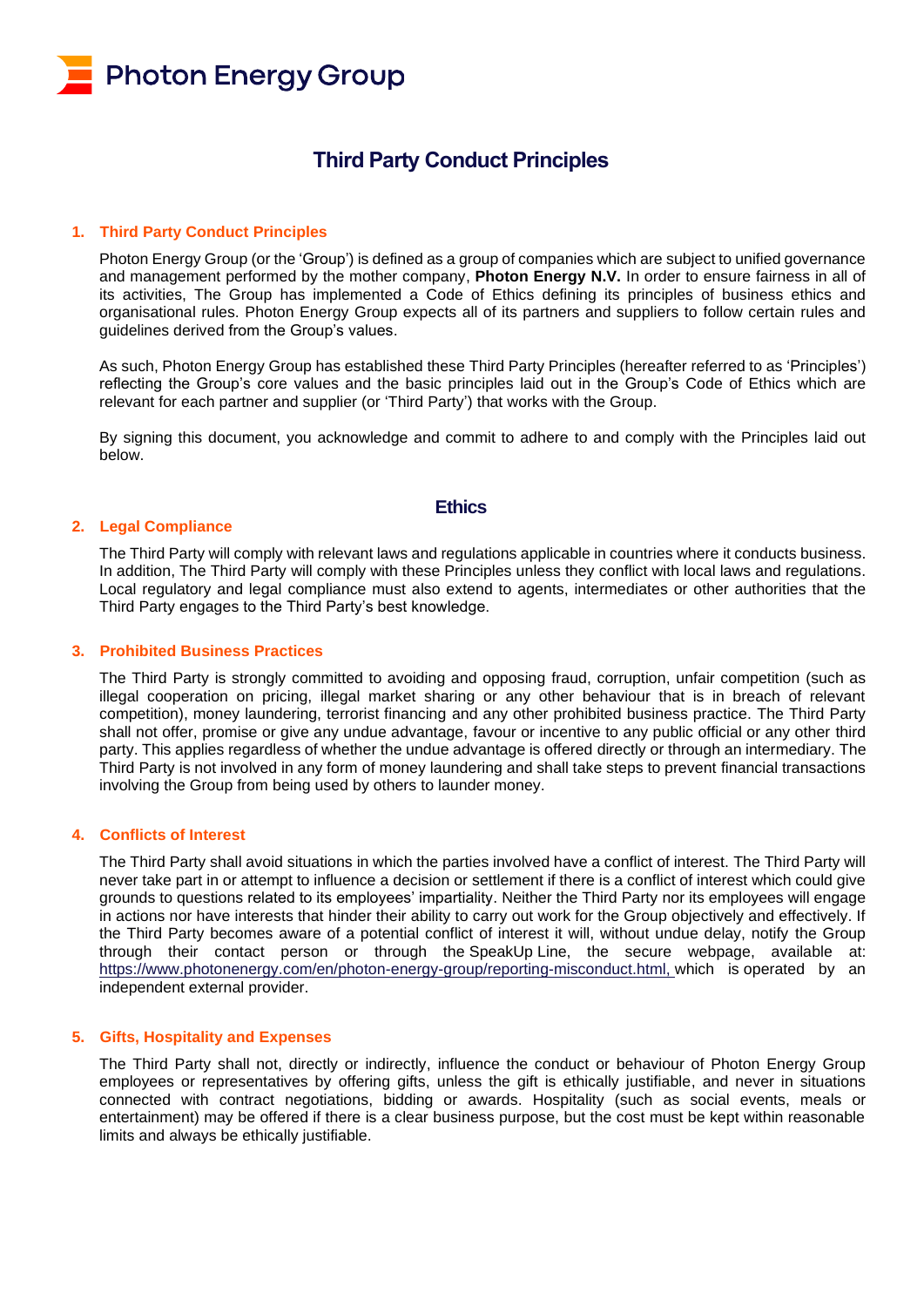Photon Energy Group

# Third Party Conduct Principles

## 1. Third Party Conduct Principles

Photon Energy Group (or the 'Group') is defined as a group of companies which are subject to unified governance and management performed by the mother company, **Photon Energy N.V.** In order to ensure fairness in all of its activities, The Group has implemented a Code of Ethics defining its principles of business ethics and organisational rules. Photon Energy Group expects all of its partners and suppliers to follow certain rules and guidelines derived from the Group's values.

As such, Photon Energy Group has established these Third Party Principles (hereafter referred to as 'Principles') reflecting the Group's core values and the basic principles laid out in the Group's Code of Ethics which are relevant for each partner and supplier (or 'Third Party') that works with the Group.

By signing this document, you acknowledge and commit to adhere to and comply with the Principles laid out below.

## Ethics

## 2. Legal Compliance

The Third Party will comply with relevant laws and regulations applicable in countries where it conducts business. In addition, The Third Party will comply with these Principles unless they conflict with local laws and regulations. Local regulatory and legal compliance must also extend to agents, intermediates or other authorities that the Third Party engages to the Third Party's best knowledge.

## 3. Prohibited Business Practices

The Third Party is strongly committed to avoiding and opposing fraud, corruption, unfair competition (such as illegal cooperation on pricing, illegal market sharing or any other behaviour that is in breach of relevant competition), money laundering, terrorist financing and any other prohibited business practice. The Third Party shall not offer, promise or give any undue advantage, favour or incentive to any public official or any other third party. This applies regardless of whether the undue advantage is offered directly or through an intermediary. The Third Party is not involved in any form of money laundering and shall take steps to prevent financial transactions involving the Group from being used by others to launder money.

## 4. Conflicts of Interest

The Third Party shall avoid situations in which the parties involved have a conflict of interest. The Third Party will never take part in or attempt to influence a decision or settlement if there is a conflict of interest which could give grounds to questions related to its employees' impartiality. Neither the Third Party nor its employees will engage in actions nor have interests that hinder their ability to carry out work for the Group objectively and effectively. If the Third Party becomes aware of a potential conflict of interest it will, without undue delay, notify the Group through their contact person or through the SpeakUp Line, the secure webpage, available at: https://www.photonenergy.com/en/photon-energy-group/reporting-misconduct.html, which is operated by an independent external provider.

## 5. Gifts, Hospitality and Expenses

The Third Party shall not, directly or indirectly, influence the conduct or behaviour of Photon Energy Group employees or representatives by offering gifts, unless the gift is ethically justifiable, and never in situations connected with contract negotiations, bidding or awards. Hospitality (such as social events, meals or entertainment) may be offered if there is a clear business purpose, but the cost must be kept within reasonable limits and always be ethically justifiable.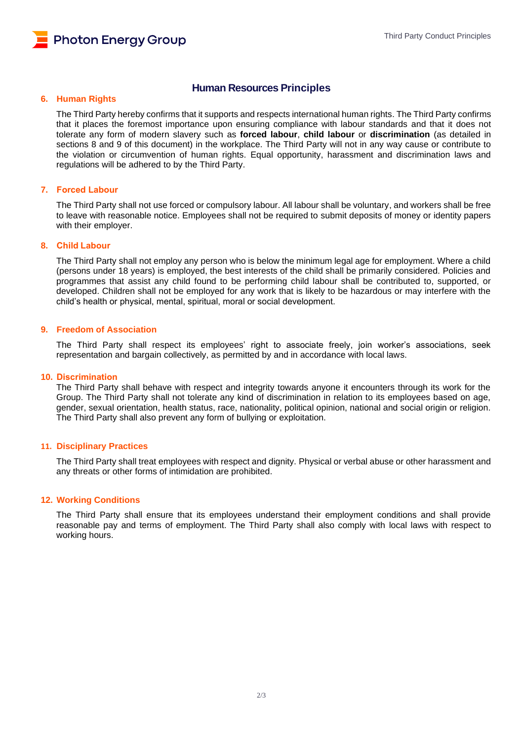## Human Resources Principles

### 6. Human Rights

The Third Party hereby confirms that it supports and respects international human rights. The Third Party confirms that it places the foremost importance upon ensuring compliance with labour standards and that it does not tolerate any form of modern slavery such as **forced labour**, **child labour** or **discrimination** (as detailed in sections 8 and 9 of this document) in the workplace. The Third Party will not in any way cause or contribute to the violation or circumvention of human rights. Equal opportunity, harassment and discrimination laws and regulations will be adhered to by the Third Party.

### 7. Forced Labour

The Third Party shall not use forced or compulsory labour. All labour shall be voluntary, and workers shall be free to leave with reasonable notice. Employees shall not be required to submit deposits of money or identity papers with their employer.

### 8. Child Labour

The Third Party shall not employ any person who is below the minimum legal age for employment. Where a child (persons under 18 years) is employed, the best interests of the child shall be primarily considered. Policies and programmes that assist any child found to be performing child labour shall be contributed to, supported, or developed. Children shall not be employed for any work that is likely to be hazardous or may interfere with the child's health or physical, mental, spiritual, moral or social development.

### 9. Freedom of Association

The Third Party shall respect its employees' right to associate freely, join worker's associations, seek representation and bargain collectively, as permitted by and in accordance with local laws.

### 10. Discrimination

The Third Party shall behave with respect and integrity towards anyone it encounters through its work for the Group. The Third Party shall not tolerate any kind of discrimination in relation to its employees based on age, gender, sexual orientation, health status, race, nationality, political opinion, national and social origin or religion. The Third Party shall also prevent any form of bullying or exploitation.

### 11. Disciplinary Practices

The Third Party shall treat employees with respect and dignity. Physical or verbal abuse or other harassment and any threats or other forms of intimidation are prohibited.

### 12. Working Conditions

The Third Party shall ensure that its employees understand their employment conditions and shall provide reasonable pay and terms of employment. The Third Party shall also comply with local laws with respect to working hours.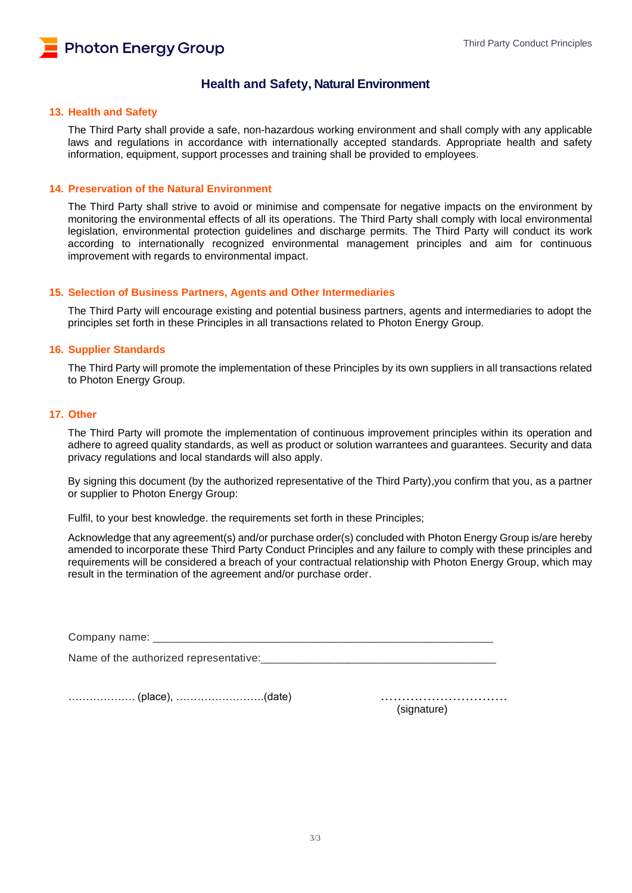## Health and Safety, Natural Environment

### 13. Health and Safety

The Third Party shall provide a safe, non-hazardous working environment and shall comply with any applicable laws and regulations in accordance with internationally accepted standards. Appropriate health and safety information, equipment, support processes and training shall be provided to employees.

### 14. Preservation of the Natural Environment

The Third Party shall strive to avoid or minimise and compensate for negative impacts on the environment by monitoring the environmental effects of all its operations. The Third Party shall comply with local environmental legislation, environmental protection guidelines and discharge permits. The Third Party will conduct its work according to internationally recognized environmental management principles and aim for continuous improvement with regards to environmental impact.

### 15. Selection of Business Partners, Agents and Other Intermediaries

The Third Party will encourage existing and potential business partners, agents and intermediaries to adopt the principles set forth in these Principles in all transactions related to Photon Energy Group.

### 16. Supplier Standards

The Third Party will promote the implementation of these Principles by its own suppliers in all transactions related to Photon Energy Group.

### 17. Other

The Third Party will promote the implementation of continuous improvement principles within its operation and adhere to agreed quality standards, as well as product or solution warrantees and guarantees. Security and data privacy regulations and local standards will also apply.

By signing this document (by the authorized representative of the Third Party),you confirm that you, as a partner or supplier to Photon Energy Group:

Fulfil, to your best knowledge. the requirements set forth in these Principles;

Acknowledge that any agreement(s) and/or purchase order(s) concluded with Photon Energy Group is/are hereby amended to incorporate these Third Party Conduct Principles and any failure to comply with these principles and requirements will be considered a breach of your contractual relationship with Photon Energy Group, which may result in the termination of the agreement and/or purchase order.

Company name: ____________________________________________________

Name of the authorized representative:___________________________________

………………. (place), …………………….(date)

…………………………
(signature)